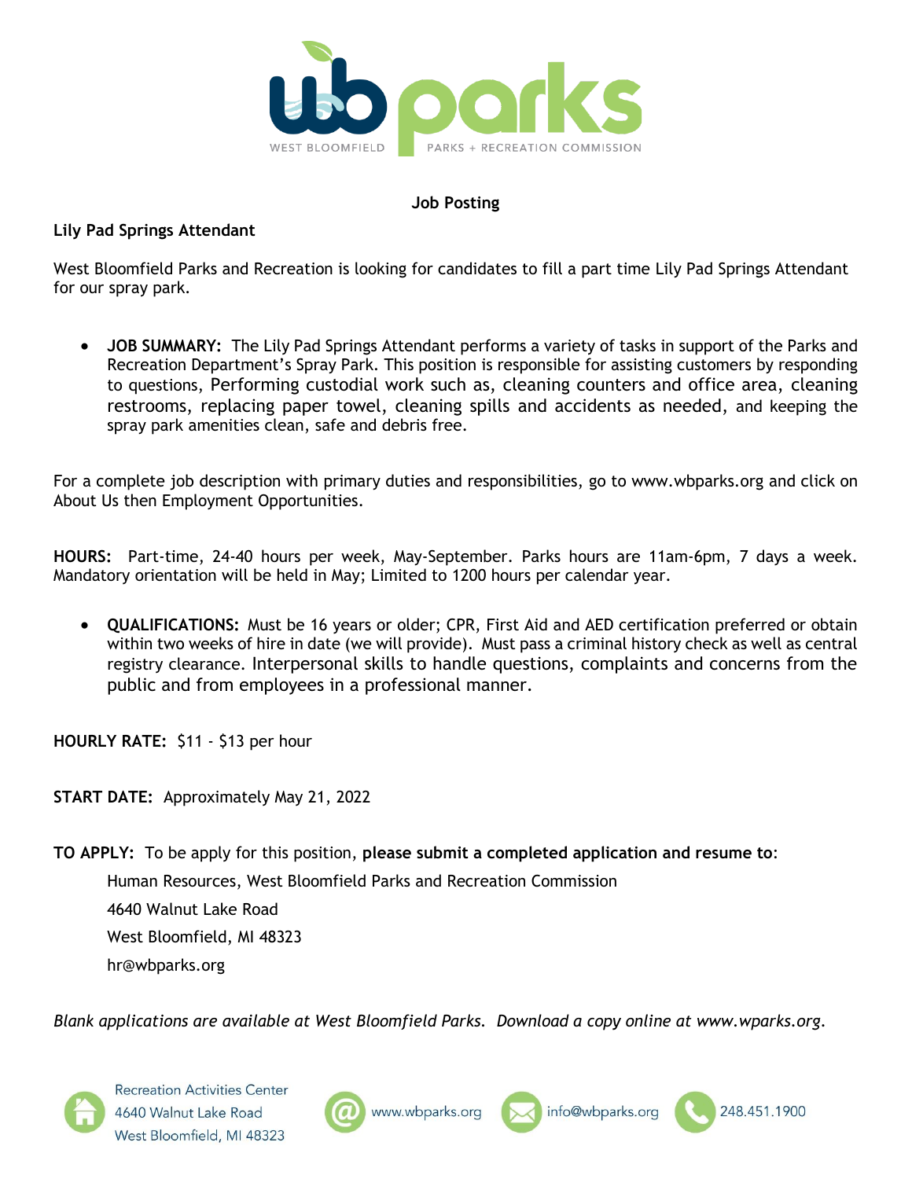**Job Posting**

**Lily Pad Springs Attendant**

West Bloomfield Parks and Recreation is looking for candidates to fill a part time Lily Pad Springs Attendant for our spray park.

- **JOB SUMMARY:** The Lily Pad Springs Attendant performs a variety of tasks in support of the Parks and Recreation Department's Spray Park. This position is responsible for assisting customers by responding to questions, Performing custodial work such as, cleaning counters and office area, cleaning restrooms, replacing paper towel, cleaning spills and accidents as needed, and keeping the spray park amenities clean, safe and debris free.

For a complete job description with primary duties and responsibilities, go to www.wbparks.org and click on About Us then Employment Opportunities.

**HOURS:** Part-time, 24-40 hours per week, May-September. Parks hours are 11am-6pm, 7 days a week. Mandatory orientation will be held in May; Limited to 1200 hours per calendar year.

- **QUALIFICATIONS:** Must be 16 years or older; CPR, First Aid and AED certification preferred or obtain within two weeks of hire in date (we will provide). Must pass a criminal history check as well as central registry clearance. Interpersonal skills to handle questions, complaints and concerns from the public and from employees in a professional manner.

**HOURLY RATE:** $11 - $13 per hour

**START DATE:** Approximately May 21, 2022

**TO APPLY:** To be apply for this position, **please submit a completed application and resume to**:

Human Resources, West Bloomfield Parks and Recreation Commission
4640 Walnut Lake Road
West Bloomfield, MI 48323
hr@wbparks.org

*Blank applications are available at West Bloomfield Parks. Download a copy online at www.wparks.org.*

Recreation Activities Center
4640 Walnut Lake Road
West Bloomfield, MI 48323

www.wbparks.org | info@wbparks.org | 248.451.1900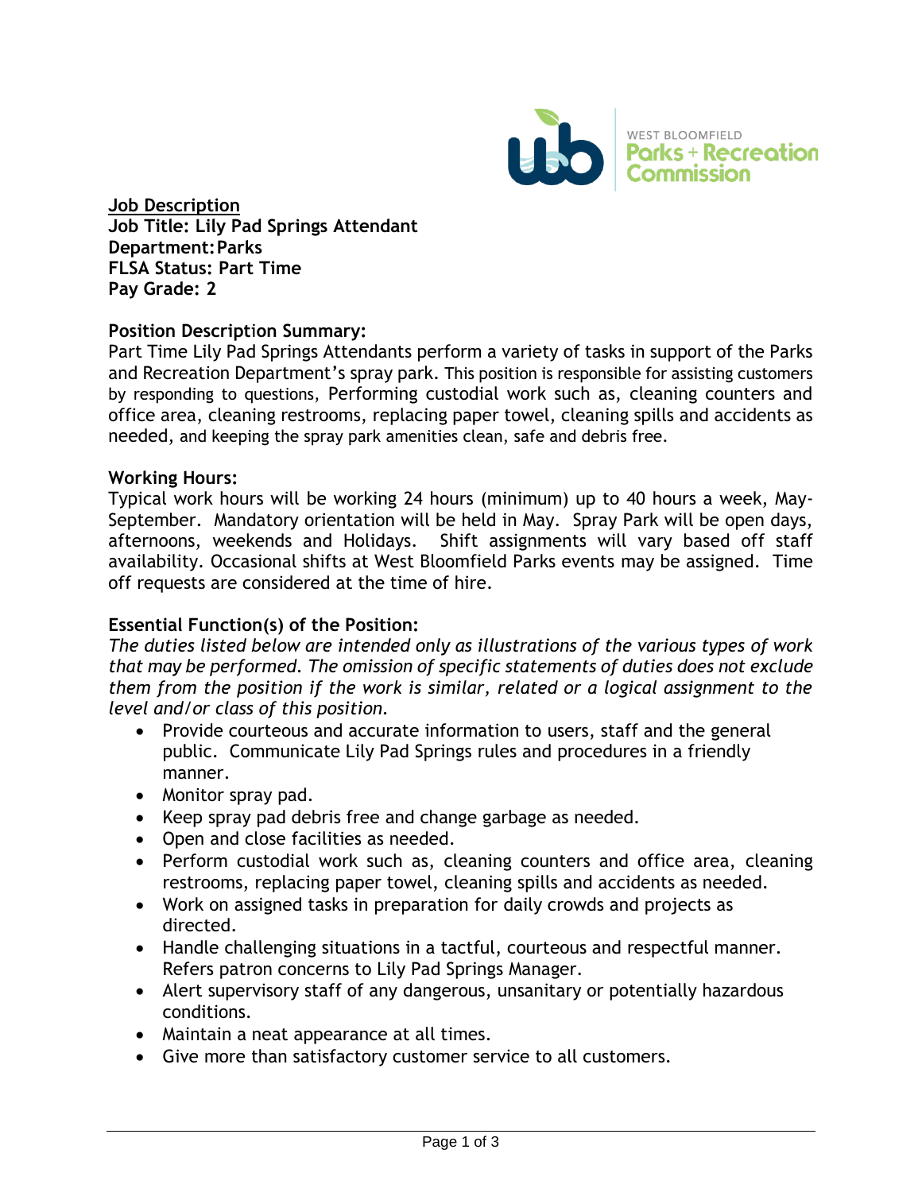**Job Description**
**Job Title: Lily Pad Springs Attendant**
**Department: Parks**
**FLSA Status: Part Time**
**Pay Grade: 2**

**Position Description Summary:**
Part Time Lily Pad Springs Attendants perform a variety of tasks in support of the Parks and Recreation Department's spray park. This position is responsible for assisting customers by responding to questions, Performing custodial work such as, cleaning counters and office area, cleaning restrooms, replacing paper towel, cleaning spills and accidents as needed, and keeping the spray park amenities clean, safe and debris free.

**Working Hours:**
Typical work hours will be working 24 hours (minimum) up to 40 hours a week, May-September. Mandatory orientation will be held in May. Spray Park will be open days, afternoons, weekends and Holidays. Shift assignments will vary based off staff availability. Occasional shifts at West Bloomfield Parks events may be assigned. Time off requests are considered at the time of hire.

**Essential Function(s) of the Position:**
*The duties listed below are intended only as illustrations of the various types of work that may be performed. The omission of specific statements of duties does not exclude them from the position if the work is similar, related or a logical assignment to the level and/or class of this position.*

- Provide courteous and accurate information to users, staff and the general public. Communicate Lily Pad Springs rules and procedures in a friendly manner.
- Monitor spray pad.
- Keep spray pad debris free and change garbage as needed.
- Open and close facilities as needed.
- Perform custodial work such as, cleaning counters and office area, cleaning restrooms, replacing paper towel, cleaning spills and accidents as needed.
- Work on assigned tasks in preparation for daily crowds and projects as directed.
- Handle challenging situations in a tactful, courteous and respectful manner. Refers patron concerns to Lily Pad Springs Manager.
- Alert supervisory staff of any dangerous, unsanitary or potentially hazardous conditions.
- Maintain a neat appearance at all times.
- Give more than satisfactory customer service to all customers.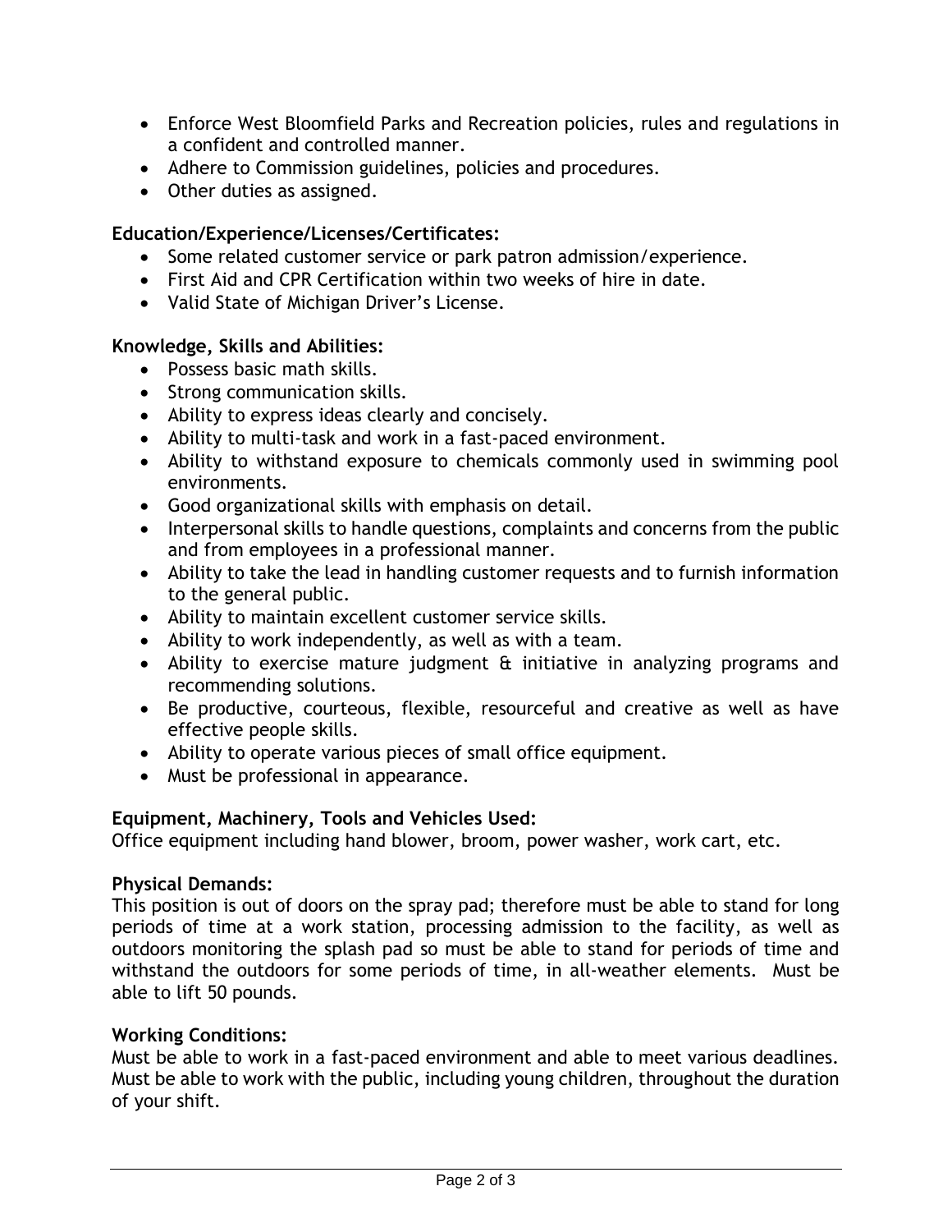- Enforce West Bloomfield Parks and Recreation policies, rules and regulations in a confident and controlled manner.
- Adhere to Commission guidelines, policies and procedures.
- Other duties as assigned.

**Education/Experience/Licenses/Certificates:**

- Some related customer service or park patron admission/experience.
- First Aid and CPR Certification within two weeks of hire in date.
- Valid State of Michigan Driver's License.

**Knowledge, Skills and Abilities:**

- Possess basic math skills.
- Strong communication skills.
- Ability to express ideas clearly and concisely.
- Ability to multi-task and work in a fast-paced environment.
- Ability to withstand exposure to chemicals commonly used in swimming pool environments.
- Good organizational skills with emphasis on detail.
- Interpersonal skills to handle questions, complaints and concerns from the public and from employees in a professional manner.
- Ability to take the lead in handling customer requests and to furnish information to the general public.
- Ability to maintain excellent customer service skills.
- Ability to work independently, as well as with a team.
- Ability to exercise mature judgment & initiative in analyzing programs and recommending solutions.
- Be productive, courteous, flexible, resourceful and creative as well as have effective people skills.
- Ability to operate various pieces of small office equipment.
- Must be professional in appearance.

**Equipment, Machinery, Tools and Vehicles Used:**

Office equipment including hand blower, broom, power washer, work cart, etc.

**Physical Demands:**

This position is out of doors on the spray pad; therefore must be able to stand for long periods of time at a work station, processing admission to the facility, as well as outdoors monitoring the splash pad so must be able to stand for periods of time and withstand the outdoors for some periods of time, in all-weather elements. Must be able to lift 50 pounds.

**Working Conditions:**

Must be able to work in a fast-paced environment and able to meet various deadlines. Must be able to work with the public, including young children, throughout the duration of your shift.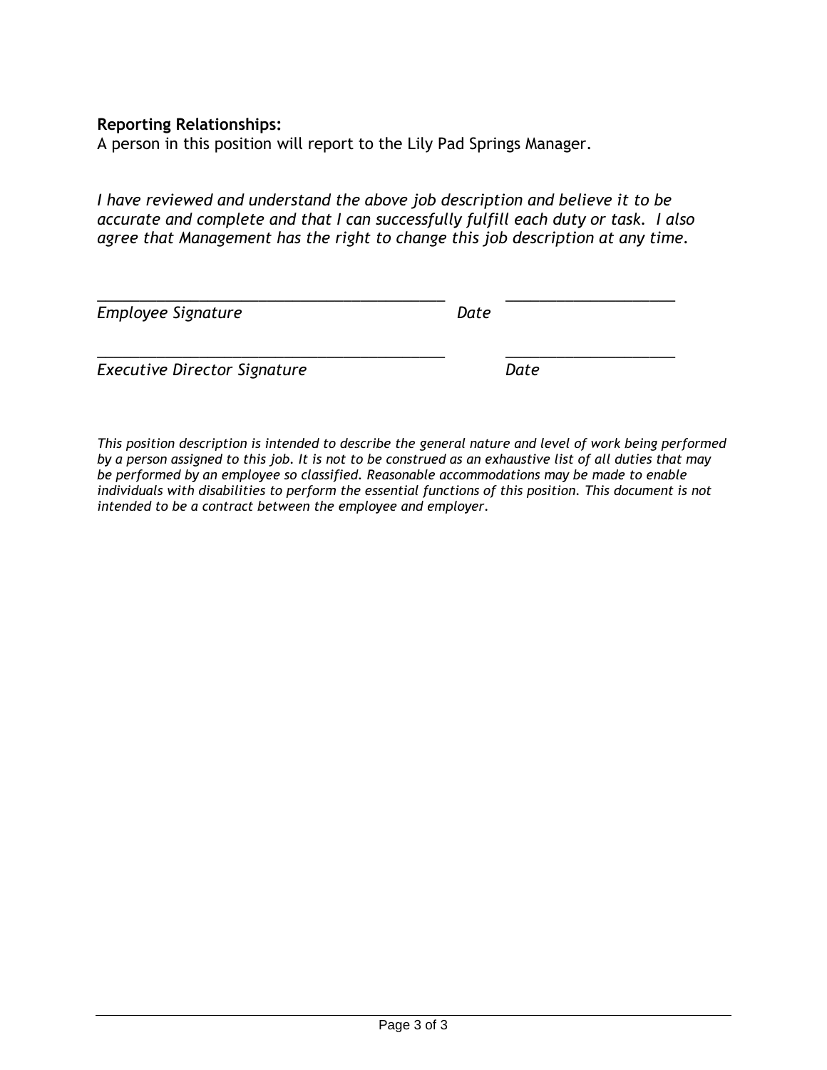**Reporting Relationships:**
A person in this position will report to the Lily Pad Springs Manager.

*I have reviewed and understand the above job description and believe it to be accurate and complete and that I can successfully fulfill each duty or task. I also agree that Management has the right to change this job description at any time.*

_____________________________________________ _____________________
*Employee Signature* *Date*

_____________________________________________ _____________________
*Executive Director Signature* *Date*

*This position description is intended to describe the general nature and level of work being performed by a person assigned to this job. It is not to be construed as an exhaustive list of all duties that may be performed by an employee so classified. Reasonable accommodations may be made to enable individuals with disabilities to perform the essential functions of this position. This document is not intended to be a contract between the employee and employer.*